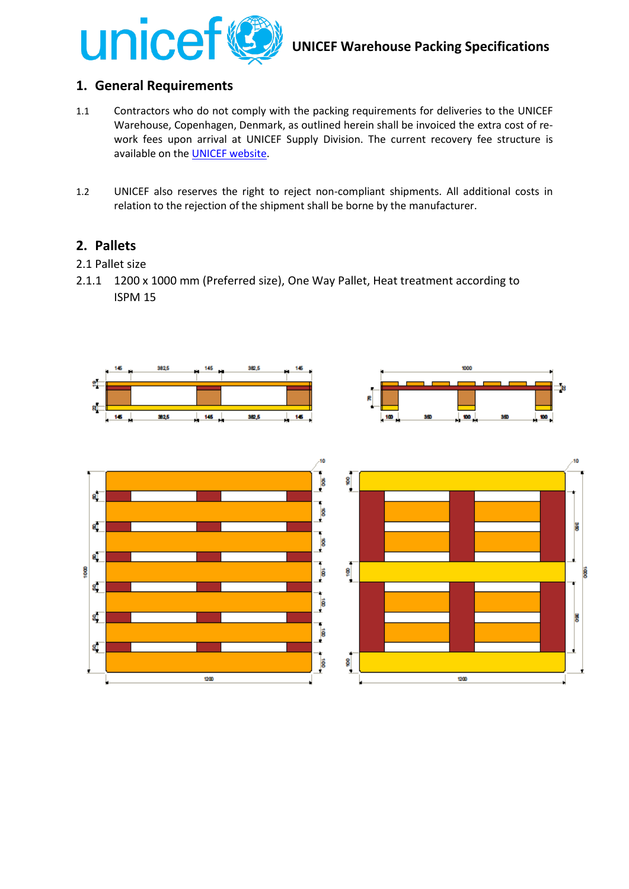UNICEF Warehouse Packing Specifications

## 1. General Requirements

1.1 Contractors who do not comply with the packing requirements for deliveries to the UNICEF Warehouse, Copenhagen, Denmark, as outlined herein shall be invoiced the extra cost of re-work fees upon arrival at UNICEF Supply Division. The current recovery fee structure is available on the [UNICEF website](UNICEF website).

1.2 UNICEF also reserves the right to reject non-compliant shipments. All additional costs in relation to the rejection of the shipment shall be borne by the manufacturer.

## 2. Pallets

2.1 Pallet size

2.1.1 1200 x 1000 mm (Preferred size), One Way Pallet, Heat treatment according to ISPM 15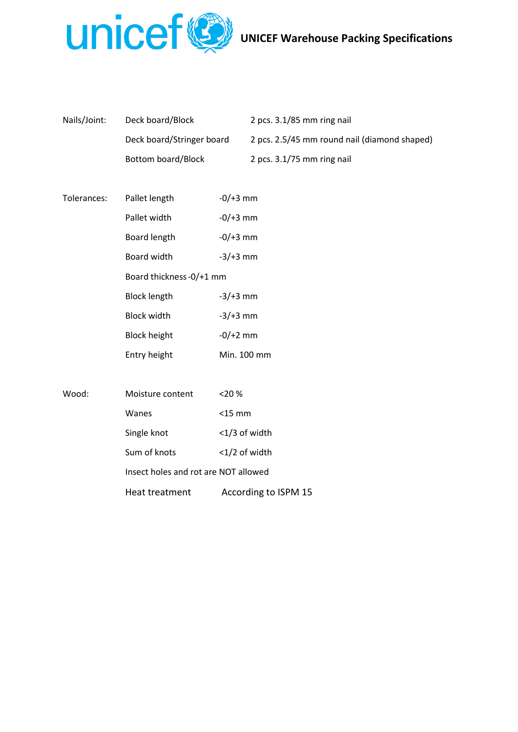| | | |
|---|---|---|
| Nails/Joint: | Deck board/Block | 2 pcs. 3.1/85 mm ring nail |
| | Deck board/Stringer board | 2 pcs. 2.5/45 mm round nail (diamond shaped) |
| | Bottom board/Block | 2 pcs. 3.1/75 mm ring nail |

| | | |
|---|---|---|
| Tolerances: | Pallet length | -0/+3 mm |
| | Pallet width | -0/+3 mm |
| | Board length | -0/+3 mm |
| | Board width | -3/+3 mm |
| | Board thickness | -0/+1 mm |
| | Block length | -3/+3 mm |
| | Block width | -3/+3 mm |
| | Block height | -0/+2 mm |
| | Entry height | Min. 100 mm |

| | | |
|---|---|---|
| Wood: | Moisture content | <20 % |
| | Wanes | <15 mm |
| | Single knot | <1/3 of width |
| | Sum of knots | <1/2 of width |
| | Insect holes and rot are NOT allowed | |
| | Heat treatment | According to ISPM 15 |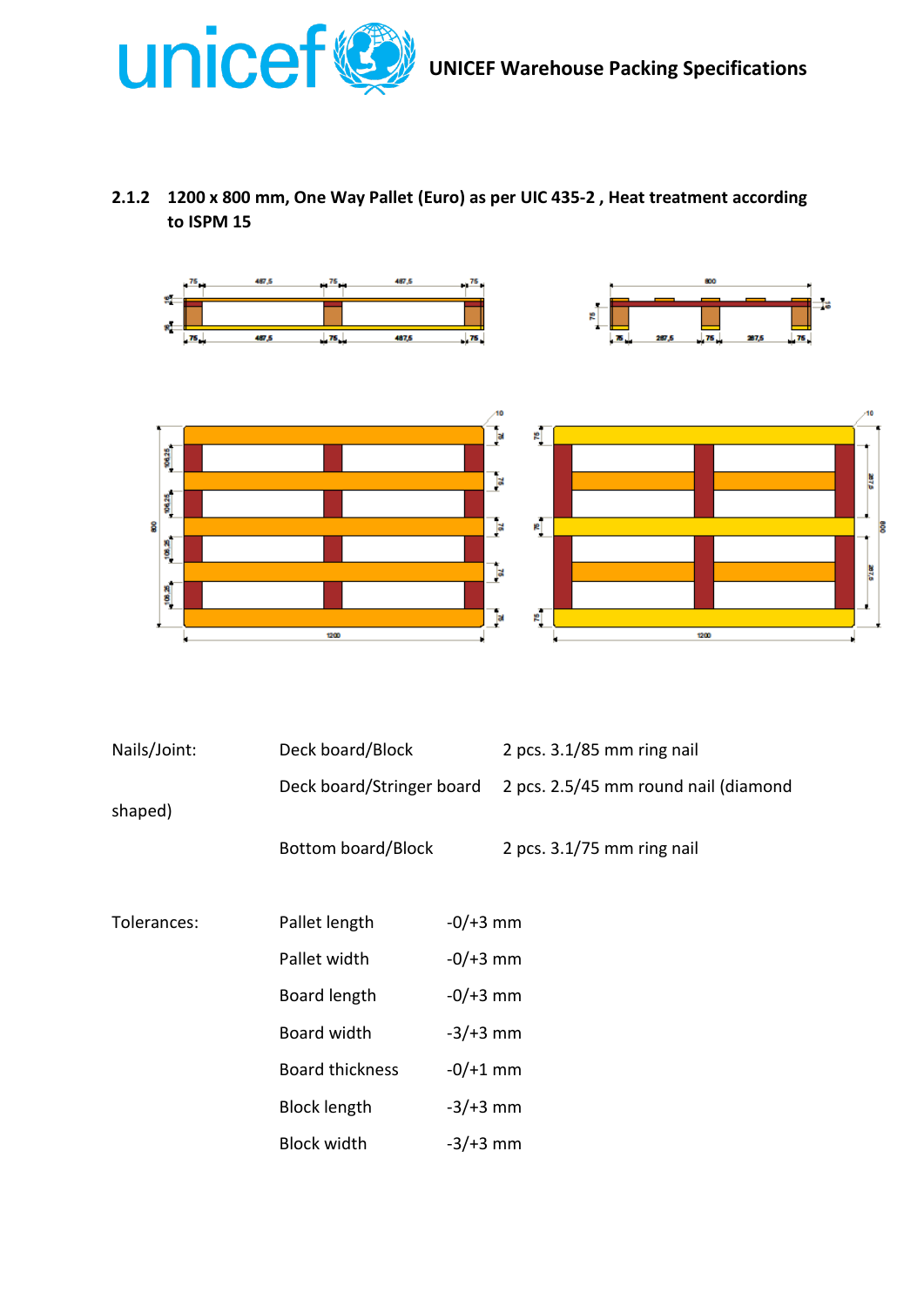## 2.1.2 1200 x 800 mm, One Way Pallet (Euro) as per UIC 435-2 , Heat treatment according to ISPM 15

| Nails/Joint: | Deck board/Block | 2 pcs. 3.1/85 mm ring nail |
|---|---|---|
| | Deck board/Stringer board | 2 pcs. 2.5/45 mm round nail (diamond shaped) |
| | Bottom board/Block | 2 pcs. 3.1/75 mm ring nail |

| Tolerances: | Pallet length | -0/+3 mm |
|---|---|---|
| | Pallet width | -0/+3 mm |
| | Board length | -0/+3 mm |
| | Board width | -3/+3 mm |
| | Board thickness | -0/+1 mm |
| | Block length | -3/+3 mm |
| | Block width | -3/+3 mm |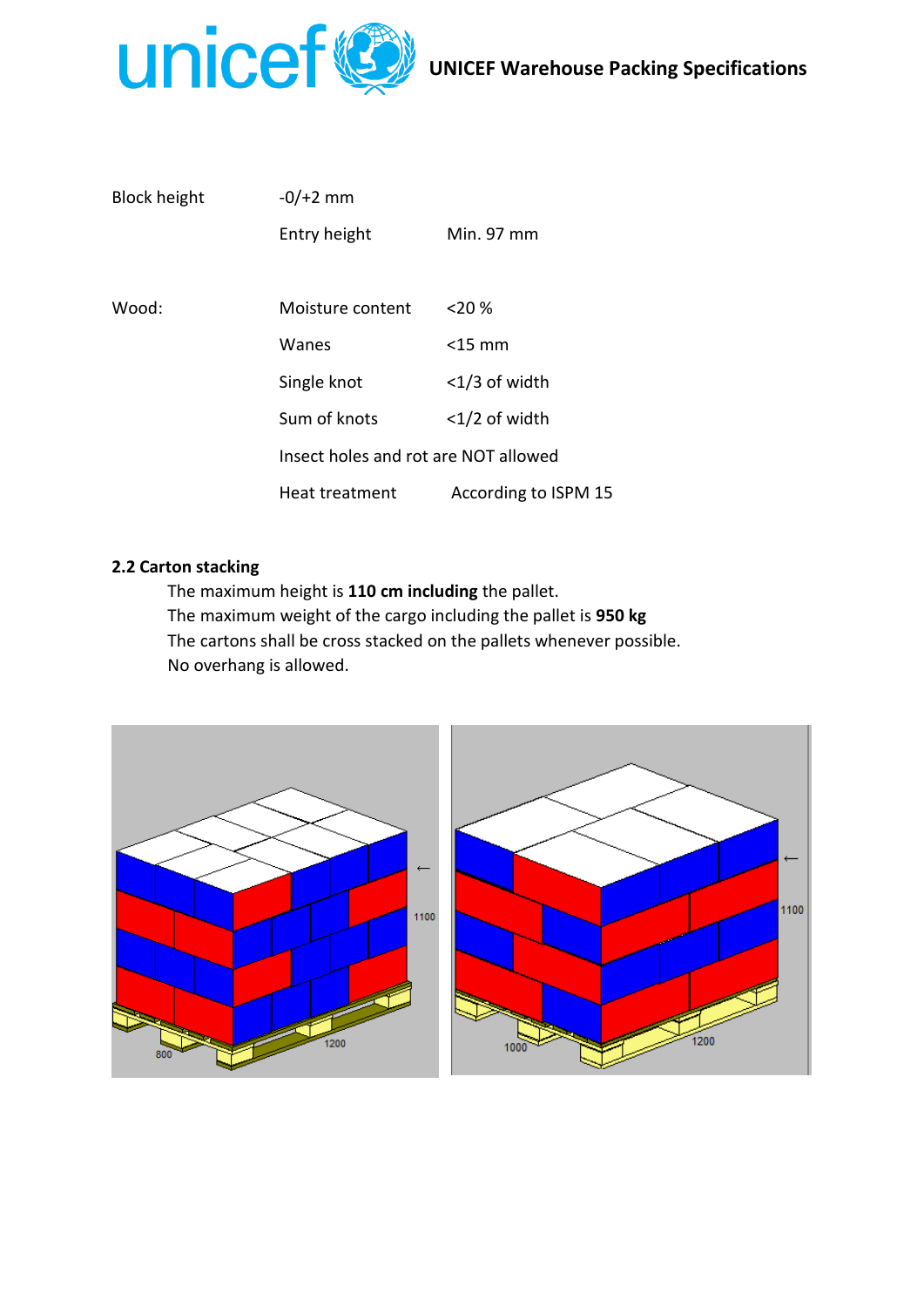| | | |
|---|---|---|
| Block height | -0/+2 mm | |
| | Entry height | Min. 97 mm |
| Wood: | Moisture content | <20 % |
| | Wanes | <15 mm |
| | Single knot | <1/3 of width |
| | Sum of knots | <1/2 of width |
| | Insect holes and rot are NOT allowed | |
| | Heat treatment | According to ISPM 15 |

### 2.2 Carton stacking

The maximum height is **110 cm including** the pallet.
The maximum weight of the cargo including the pallet is **950 kg**
The cartons shall be cross stacked on the pallets whenever possible.
No overhang is allowed.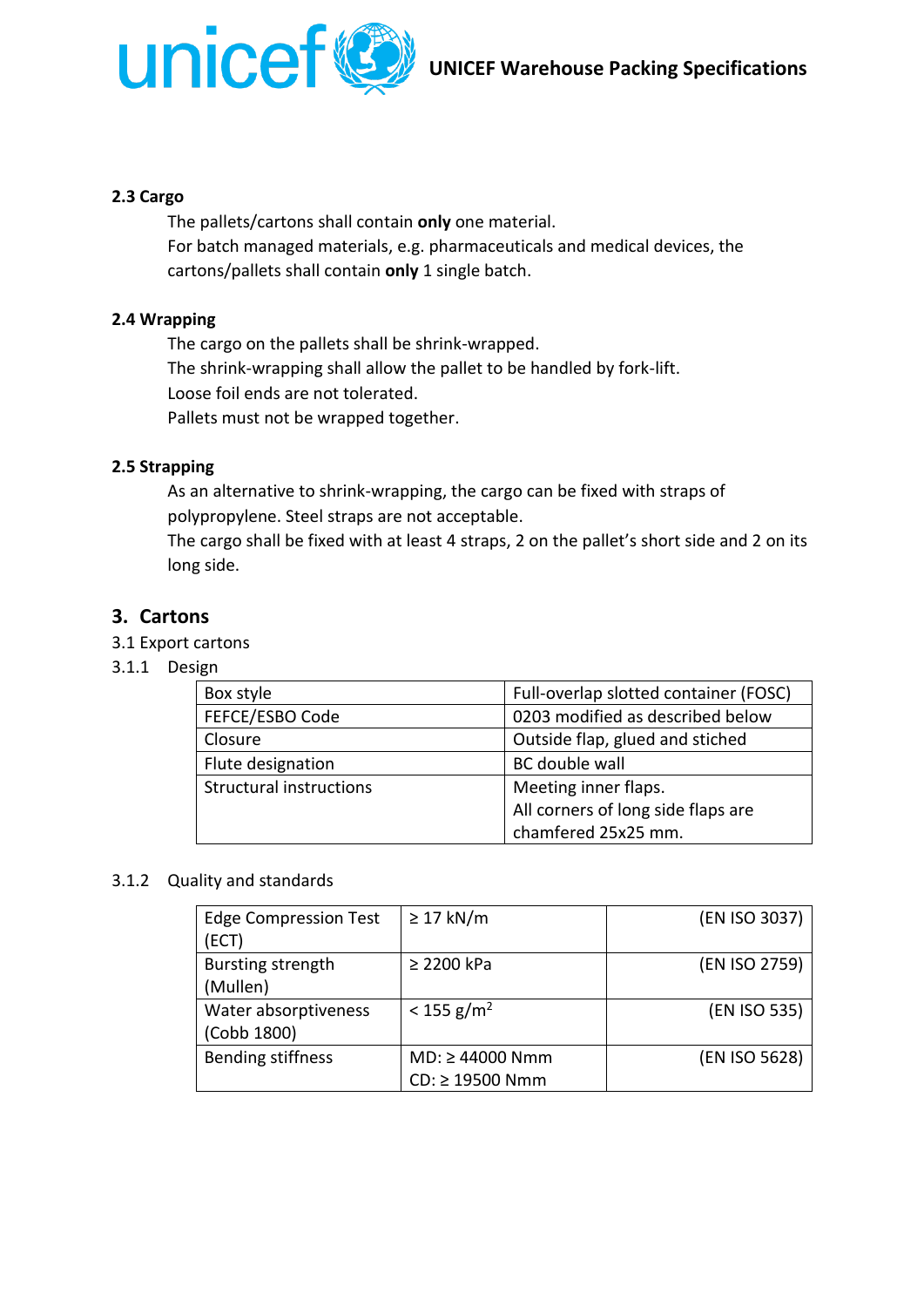### 2.3 Cargo

The pallets/cartons shall contain **only** one material.
For batch managed materials, e.g. pharmaceuticals and medical devices, the cartons/pallets shall contain **only** 1 single batch.

### 2.4 Wrapping

The cargo on the pallets shall be shrink-wrapped.
The shrink-wrapping shall allow the pallet to be handled by fork-lift.
Loose foil ends are not tolerated.
Pallets must not be wrapped together.

### 2.5 Strapping

As an alternative to shrink-wrapping, the cargo can be fixed with straps of polypropylene. Steel straps are not acceptable.
The cargo shall be fixed with at least 4 straps, 2 on the pallet's short side and 2 on its long side.

## 3. Cartons

3.1 Export cartons

3.1.1 Design

| Box style | Full-overlap slotted container (FOSC) |
|---|---|
| FEFCE/ESBO Code | 0203 modified as described below |
| Closure | Outside flap, glued and stiched |
| Flute designation | BC double wall |
| Structural instructions | Meeting inner flaps.<br>All corners of long side flaps are chamfered 25x25 mm. |

3.1.2 Quality and standards

| Edge Compression Test (ECT) | ≥ 17 kN/m | (EN ISO 3037) |
|---|---|---|
| Bursting strength (Mullen) | ≥ 2200 kPa | (EN ISO 2759) |
| Water absorptiveness (Cobb 1800) | < 155 g/m$^2$ | (EN ISO 535) |
| Bending stiffness | MD: ≥ 44000 Nmm<br>CD: ≥ 19500 Nmm | (EN ISO 5628) |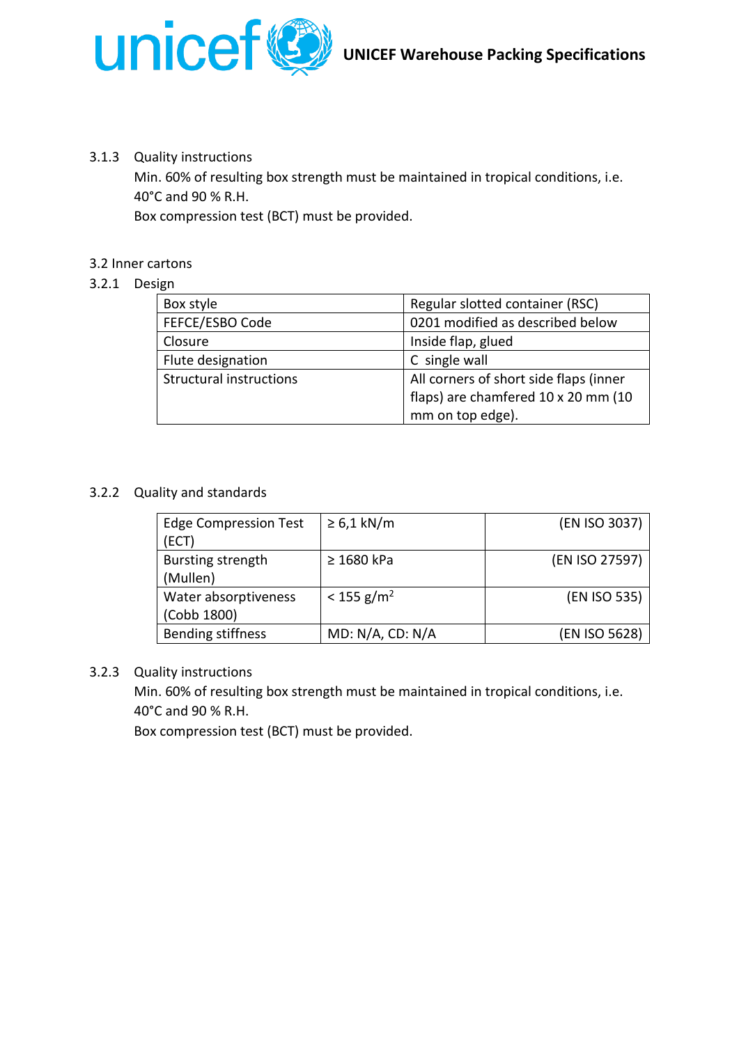3.1.3 Quality instructions

Min. 60% of resulting box strength must be maintained in tropical conditions, i.e. 40°C and 90 % R.H.

Box compression test (BCT) must be provided.

3.2 Inner cartons

3.2.1 Design

| Box style | Regular slotted container (RSC) |
|---|---|
| FEFCE/ESBO Code | 0201 modified as described below |
| Closure | Inside flap, glued |
| Flute designation | C single wall |
| Structural instructions | All corners of short side flaps (inner flaps) are chamfered 10 x 20 mm (10 mm on top edge). |

3.2.2 Quality and standards

| Edge Compression Test (ECT) | ≥ 6,1 kN/m | (EN ISO 3037) |
|---|---|---|
| Bursting strength (Mullen) | ≥ 1680 kPa | (EN ISO 27597) |
| Water absorptiveness (Cobb 1800) | < 155 g/m$^2$ | (EN ISO 535) |
| Bending stiffness | MD: N/A, CD: N/A | (EN ISO 5628) |

3.2.3 Quality instructions

Min. 60% of resulting box strength must be maintained in tropical conditions, i.e. 40°C and 90 % R.H.

Box compression test (BCT) must be provided.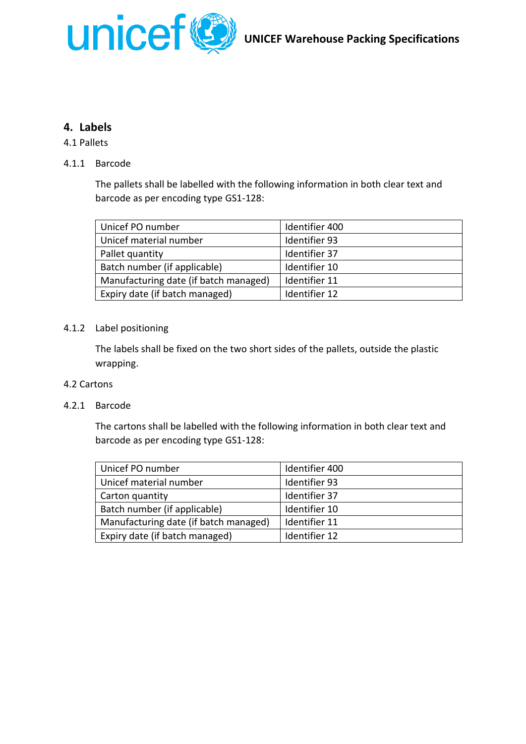## 4. Labels

### 4.1 Pallets

#### 4.1.1 Barcode

The pallets shall be labelled with the following information in both clear text and barcode as per encoding type GS1-128:

| | |
|---|---|
| Unicef PO number | Identifier 400 |
| Unicef material number | Identifier 93 |
| Pallet quantity | Identifier 37 |
| Batch number (if applicable) | Identifier 10 |
| Manufacturing date (if batch managed) | Identifier 11 |
| Expiry date (if batch managed) | Identifier 12 |

#### 4.1.2 Label positioning

The labels shall be fixed on the two short sides of the pallets, outside the plastic wrapping.

### 4.2 Cartons

#### 4.2.1 Barcode

The cartons shall be labelled with the following information in both clear text and barcode as per encoding type GS1-128:

| | |
|---|---|
| Unicef PO number | Identifier 400 |
| Unicef material number | Identifier 93 |
| Carton quantity | Identifier 37 |
| Batch number (if applicable) | Identifier 10 |
| Manufacturing date (if batch managed) | Identifier 11 |
| Expiry date (if batch managed) | Identifier 12 |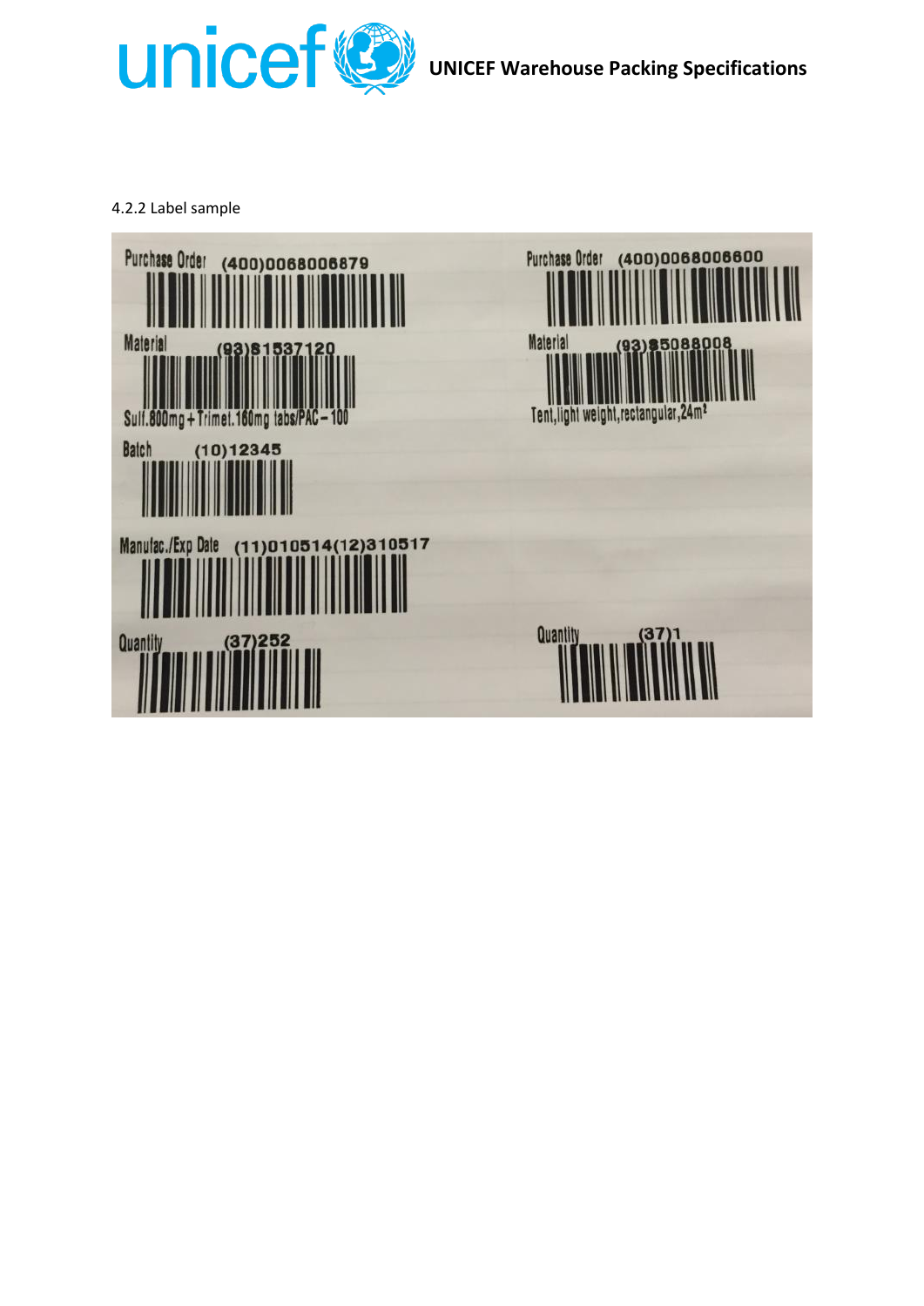4.2.2 Label sample

Purchase Order (400)0068006879

Material (93)S1537120

Sulf.800mg+Trimet.160mg tabs/PAC-100

Batch (10)12345

Manufac./Exp Date (11)010514(12)310517

Quantity (37)252

Purchase Order (400)0068006600

Material (93)S5088008

Tent,light weight,rectangular,24m²

Quantity (37)1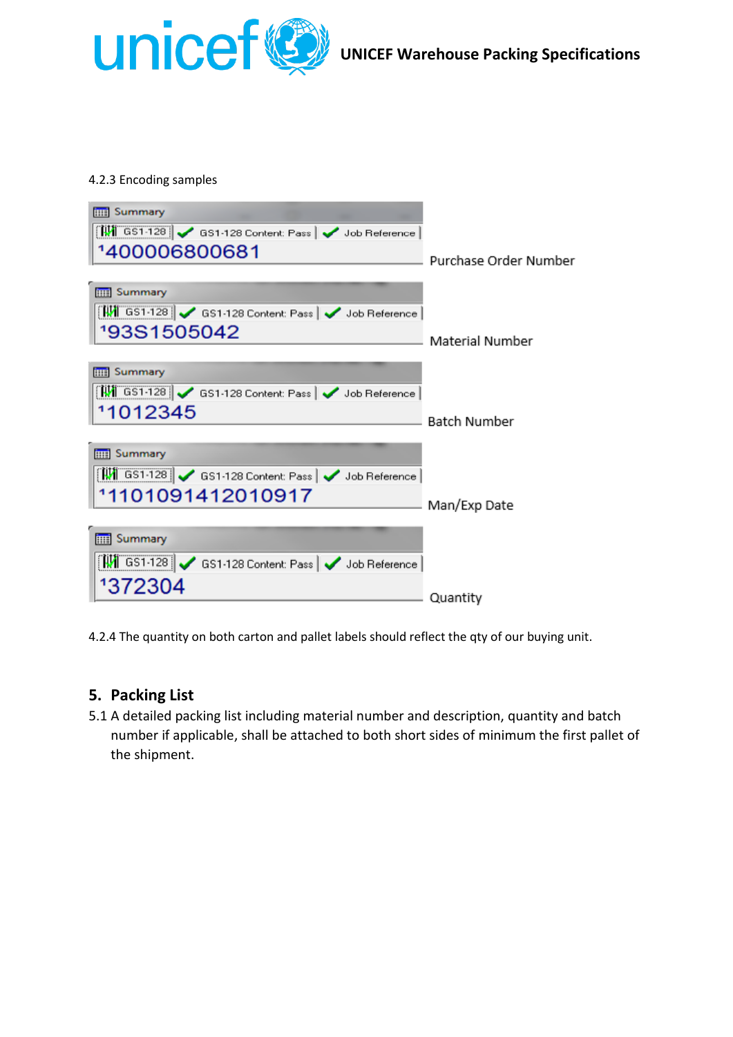4.2.3 Encoding samples

Summary
GS1-128 | GS1-128 Content: Pass | Job Reference
[1]400006800681

Purchase Order Number

Summary
GS1-128 | GS1-128 Content: Pass | Job Reference
[1]93S1505042

Material Number

Summary
GS1-128 | GS1-128 Content: Pass | Job Reference
[1]10012345

Batch Number

Summary
GS1-128 | GS1-128 Content: Pass | Job Reference
[1]11010914120109 17

Man/Exp Date

Summary
GS1-128 | GS1-128 Content: Pass | Job Reference
[1]372304

Quantity

4.2.4 The quantity on both carton and pallet labels should reflect the qty of our buying unit.

## 5. Packing List

5.1 A detailed packing list including material number and description, quantity and batch number if applicable, shall be attached to both short sides of minimum the first pallet of the shipment.